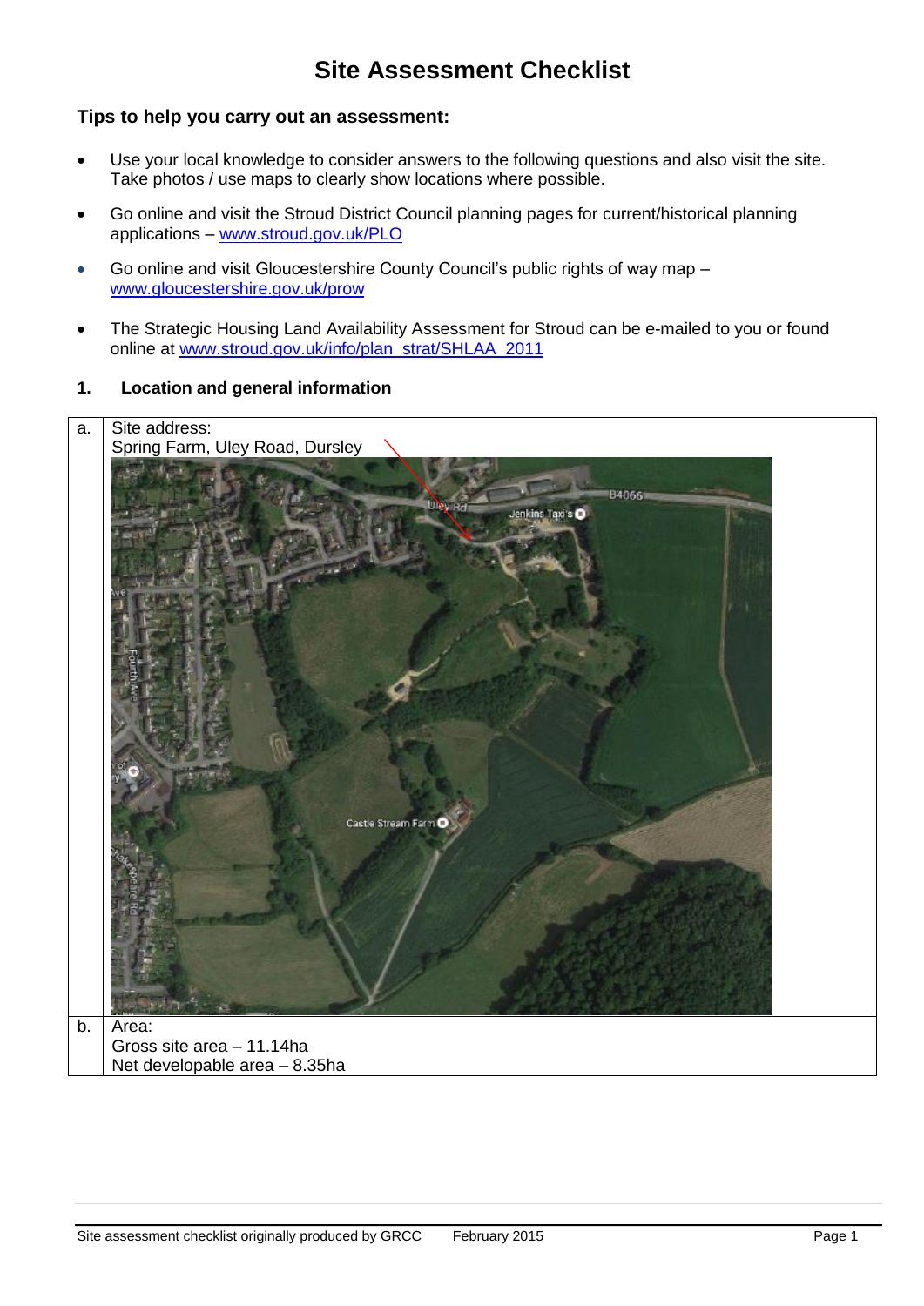# Site Assessment Checklist

## Tips to help you carry out an assessment:

- Use your local knowledge to consider answers to the following questions and also visit the site. Take photos / use maps to clearly show locations where possible.
- Go online and visit the Stroud District Council planning pages for current/historical planning applications – [www.stroud.gov.uk/PLO](www.stroud.gov.uk/PLO)
- Go online and visit Gloucestershire County Council's public rights of way map – [www.gloucestershire.gov.uk/prow](www.gloucestershire.gov.uk/prow)
- The Strategic Housing Land Availability Assessment for Stroud can be e-mailed to you or found online at [www.stroud.gov.uk/info/plan_strat/SHLAA_2011](www.stroud.gov.uk/info/plan_strat/SHLAA_2011)

### 1. Location and general information

| | |
|---|---|
| a. | Site address:<br>Spring Farm, Uley Road, Dursley |
| b. | Area:<br>Gross site area – 11.14ha<br>Net developable area – 8.35ha |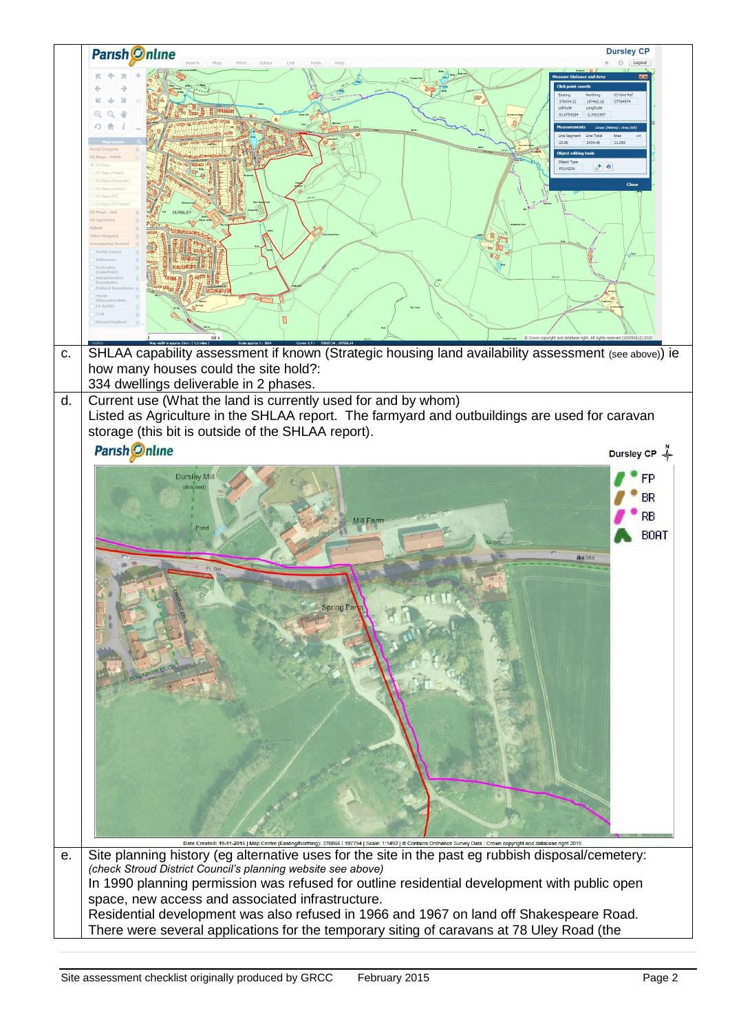| | |
|---|---|
| c. | SHLAA capability assessment if known (Strategic housing land availability assessment (see above)) ie how many houses could the site hold?: 334 dwellings deliverable in 2 phases. |
| d. | Current use (What the land is currently used for and by whom) Listed as Agriculture in the SHLAA report. The farmyard and outbuildings are used for caravan storage (this bit is outside of the SHLAA report). |
| e. | Site planning history (eg alternative uses for the site in the past eg rubbish disposal/cemetery: *(check Stroud District Council's planning website see above)* In 1990 planning permission was refused for outline residential development with public open space, new access and associated infrastructure. Residential development was also refused in 1966 and 1967 on land off Shakespeare Road. There were several applications for the temporary siting of caravans at 78 Uley Road (the |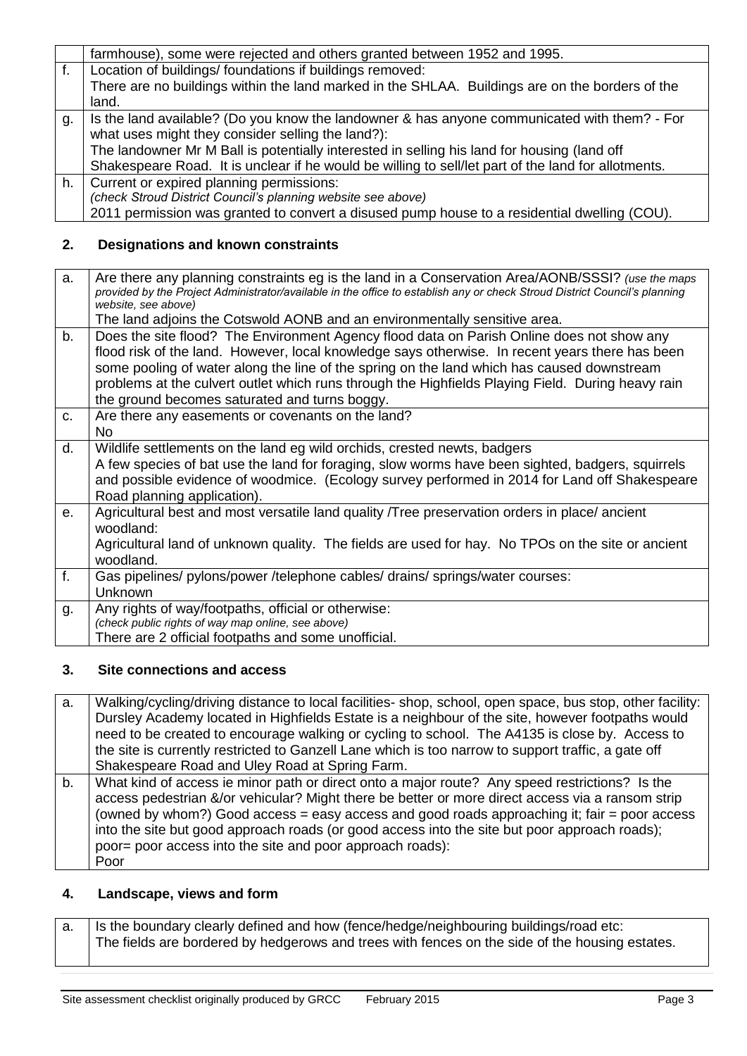| | |
|---|---|
| | farmhouse), some were rejected and others granted between 1952 and 1995. |
| f. | Location of buildings/ foundations if buildings removed:<br>There are no buildings within the land marked in the SHLAA. Buildings are on the borders of the land. |
| g. | Is the land available? (Do you know the landowner & has anyone communicated with them? - For what uses might they consider selling the land?):<br>The landowner Mr M Ball is potentially interested in selling his land for housing (land off Shakespeare Road. It is unclear if he would be willing to sell/let part of the land for allotments. |
| h. | Current or expired planning permissions:<br>*(check Stroud District Council's planning website see above)*<br>2011 permission was granted to convert a disused pump house to a residential dwelling (COU). |

## 2. Designations and known constraints

| | |
|---|---|
| a. | Are there any planning constraints eg is the land in a Conservation Area/AONB/SSSI? *(use the maps provided by the Project Administrator/available in the office to establish any or check Stroud District Council's planning website, see above)*<br>The land adjoins the Cotswold AONB and an environmentally sensitive area. |
| b. | Does the site flood? The Environment Agency flood data on Parish Online does not show any flood risk of the land. However, local knowledge says otherwise. In recent years there has been some pooling of water along the line of the spring on the land which has caused downstream problems at the culvert outlet which runs through the Highfields Playing Field. During heavy rain the ground becomes saturated and turns boggy. |
| c. | Are there any easements or covenants on the land?<br>No |
| d. | Wildlife settlements on the land eg wild orchids, crested newts, badgers<br>A few species of bat use the land for foraging, slow worms have been sighted, badgers, squirrels and possible evidence of woodmice. (Ecology survey performed in 2014 for Land off Shakespeare Road planning application). |
| e. | Agricultural best and most versatile land quality /Tree preservation orders in place/ ancient woodland:<br>Agricultural land of unknown quality. The fields are used for hay. No TPOs on the site or ancient woodland. |
| f. | Gas pipelines/ pylons/power /telephone cables/ drains/ springs/water courses:<br>Unknown |
| g. | Any rights of way/footpaths, official or otherwise:<br>*(check public rights of way map online, see above)*<br>There are 2 official footpaths and some unofficial. |

## 3. Site connections and access

| | |
|---|---|
| a. | Walking/cycling/driving distance to local facilities- shop, school, open space, bus stop, other facility:<br>Dursley Academy located in Highfields Estate is a neighbour of the site, however footpaths would need to be created to encourage walking or cycling to school. The A4135 is close by. Access to the site is currently restricted to Ganzell Lane which is too narrow to support traffic, a gate off Shakespeare Road and Uley Road at Spring Farm. |
| b. | What kind of access ie minor path or direct onto a major route? Any speed restrictions? Is the access pedestrian &/or vehicular? Might there be better or more direct access via a ransom strip (owned by whom?) Good access = easy access and good roads approaching it; fair = poor access into the site but good approach roads (or good access into the site but poor approach roads); poor= poor access into the site and poor approach roads):<br>Poor |

## 4. Landscape, views and form

| | |
|---|---|
| a. | Is the boundary clearly defined and how (fence/hedge/neighbouring buildings/road etc:<br>The fields are bordered by hedgerows and trees with fences on the side of the housing estates. |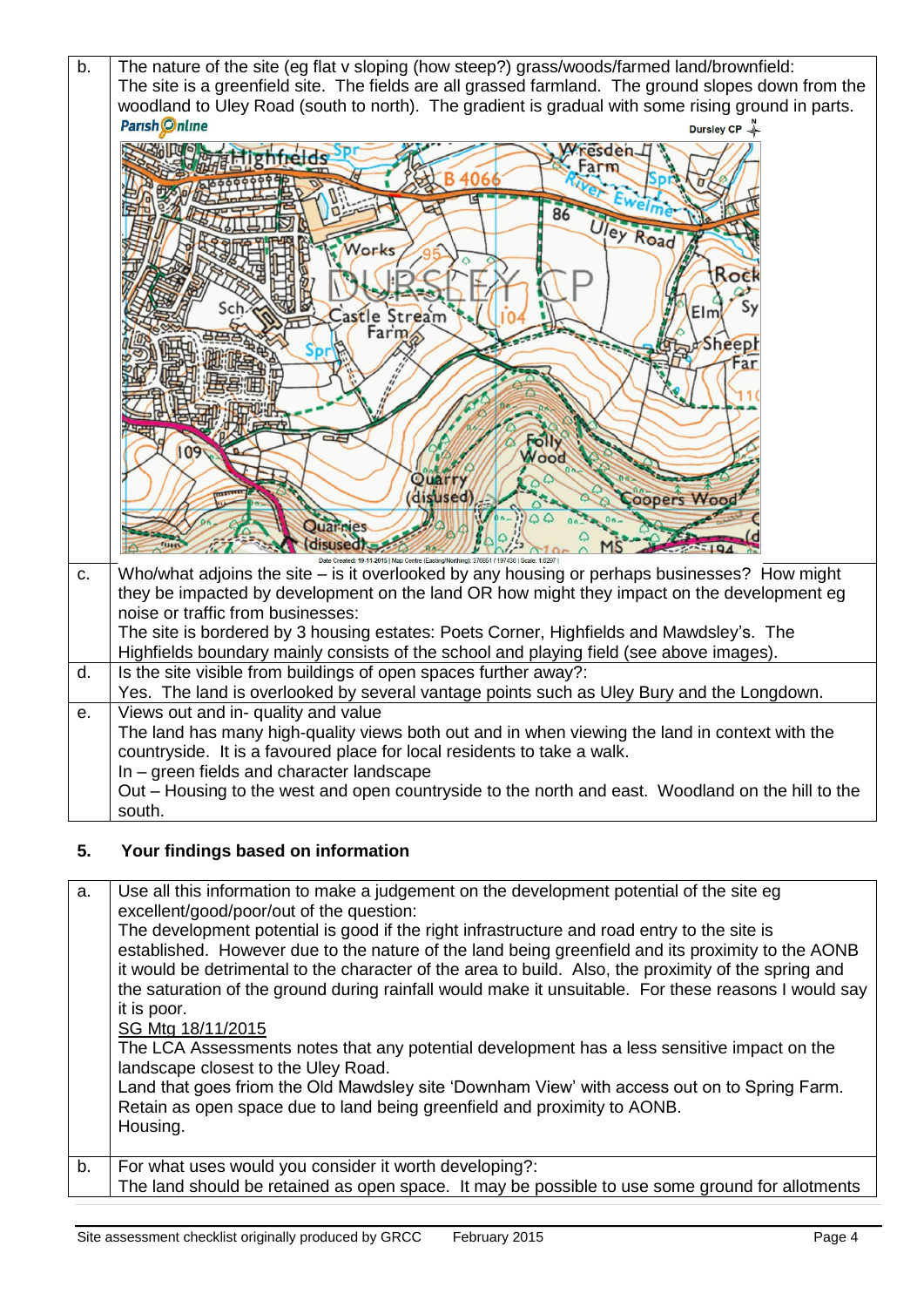| | |
|---|---|
| b. | The nature of the site (eg flat v sloping (how steep?) grass/woods/farmed land/brownfield:<br>The site is a greenfield site. The fields are all grassed farmland. The ground slopes down from the woodland to Uley Road (south to north). The gradient is gradual with some rising ground in parts. |
| c. | Who/what adjoins the site – is it overlooked by any housing or perhaps businesses? How might they be impacted by development on the land OR how might they impact on the development eg noise or traffic from businesses:<br>The site is bordered by 3 housing estates: Poets Corner, Highfields and Mawdsley's. The Highfields boundary mainly consists of the school and playing field (see above images). |
| d. | Is the site visible from buildings of open spaces further away?:<br>Yes. The land is overlooked by several vantage points such as Uley Bury and the Longdown. |
| e. | Views out and in- quality and value<br>The land has many high-quality views both out and in when viewing the land in context with the countryside. It is a favoured place for local residents to take a walk.<br>In – green fields and character landscape<br>Out – Housing to the west and open countryside to the north and east. Woodland on the hill to the south. |

## 5. Your findings based on information

| | |
|---|---|
| a. | Use all this information to make a judgement on the development potential of the site eg excellent/good/poor/out of the question:<br>The development potential is good if the right infrastructure and road entry to the site is established. However due to the nature of the land being greenfield and its proximity to the AONB it would be detrimental to the character of the area to build. Also, the proximity of the spring and the saturation of the ground during rainfall would make it unsuitable. For these reasons I would say it is poor.<br><u>SG Mtg 18/11/2015</u><br>The LCA Assessments notes that any potential development has a less sensitive impact on the landscape closest to the Uley Road.<br>Land that goes friom the Old Mawdsley site 'Downham View' with access out on to Spring Farm.<br>Retain as open space due to land being greenfield and proximity to AONB.<br>Housing. |
| b. | For what uses would you consider it worth developing?:<br>The land should be retained as open space. It may be possible to use some ground for allotments |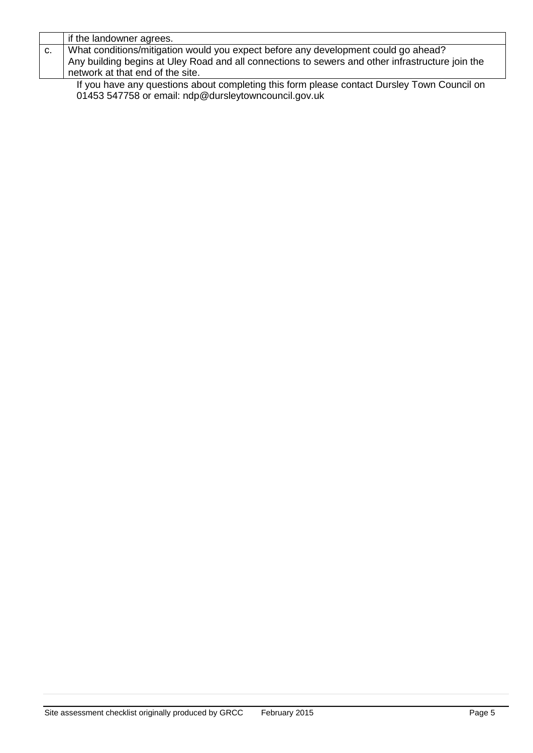| | |
|---|---|
| | if the landowner agrees. |
| c. | What conditions/mitigation would you expect before any development could go ahead?<br>Any building begins at Uley Road and all connections to sewers and other infrastructure join the network at that end of the site. |

If you have any questions about completing this form please contact Dursley Town Council on 01453 547758 or email: ndp@dursleytowncouncil.gov.uk